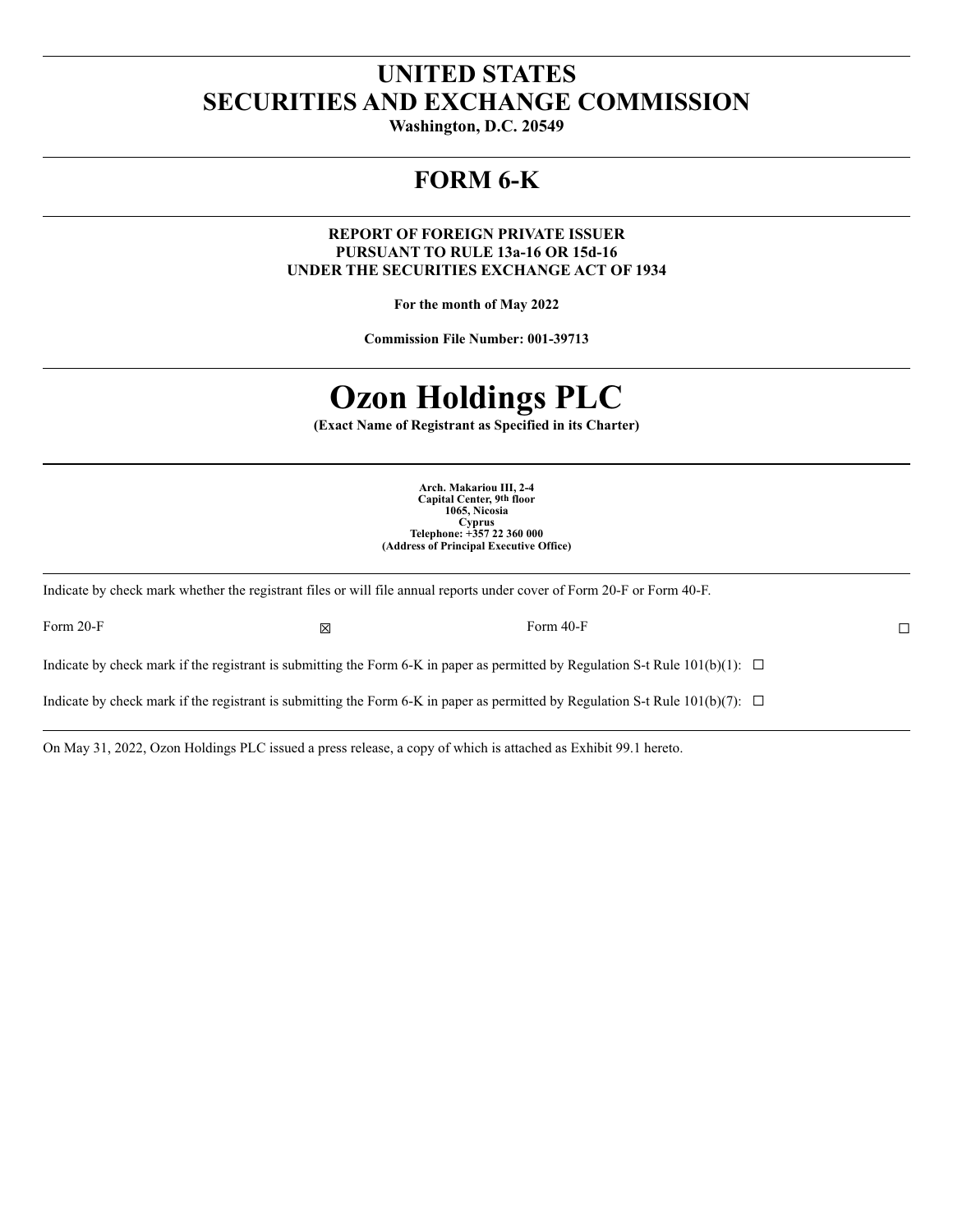# UNITED STATES
# SECURITIES AND EXCHANGE COMMISSION

**Washington, D.C. 20549**

## FORM 6-K

**REPORT OF FOREIGN PRIVATE ISSUER**
**PURSUANT TO RULE 13a-16 OR 15d-16**
**UNDER THE SECURITIES EXCHANGE ACT OF 1934**

**For the month of May 2022**

**Commission File Number: 001-39713**

# Ozon Holdings PLC

**(Exact Name of Registrant as Specified in its Charter)**

**Arch. Makariou III, 2-4**
**Capital Center, 9th floor**
**1065, Nicosia**
**Cyprus**
**Telephone: +357 22 360 000**
**(Address of Principal Executive Office)**

Indicate by check mark whether the registrant files or will file annual reports under cover of Form 20-F or Form 40-F.

Form 20-F ☒ Form 40-F ☐

Indicate by check mark if the registrant is submitting the Form 6-K in paper as permitted by Regulation S-t Rule 101(b)(1): ☐

Indicate by check mark if the registrant is submitting the Form 6-K in paper as permitted by Regulation S-t Rule 101(b)(7): ☐

On May 31, 2022, Ozon Holdings PLC issued a press release, a copy of which is attached as Exhibit 99.1 hereto.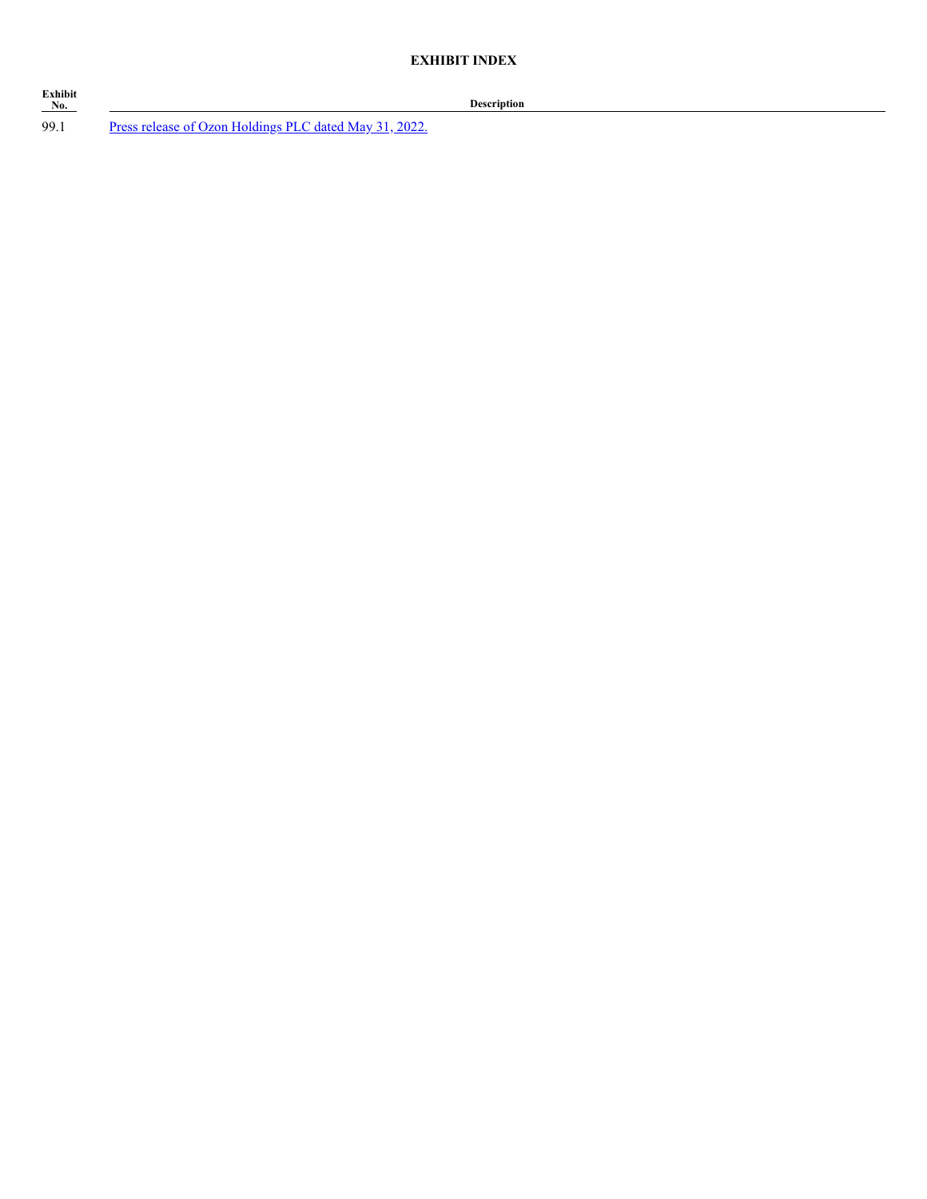**EXHIBIT INDEX**

| Exhibit No. | Description |
| --- | --- |
| 99.1 | Press release of Ozon Holdings PLC dated May 31, 2022. |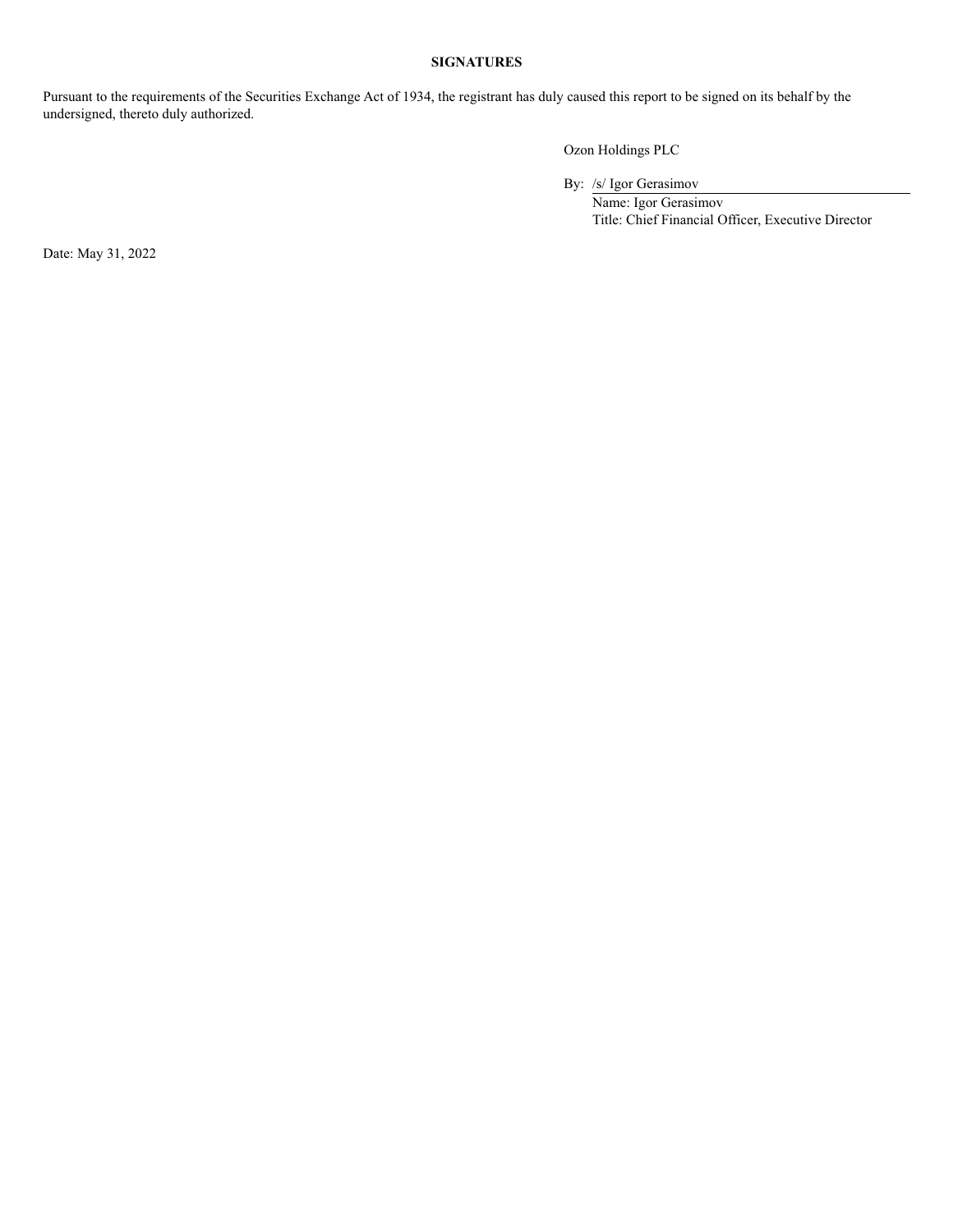**SIGNATURES**

Pursuant to the requirements of the Securities Exchange Act of 1934, the registrant has duly caused this report to be signed on its behalf by the undersigned, thereto duly authorized.

Ozon Holdings PLC

By: /s/ Igor Gerasimov

Name: Igor Gerasimov

Title: Chief Financial Officer, Executive Director

Date: May 31, 2022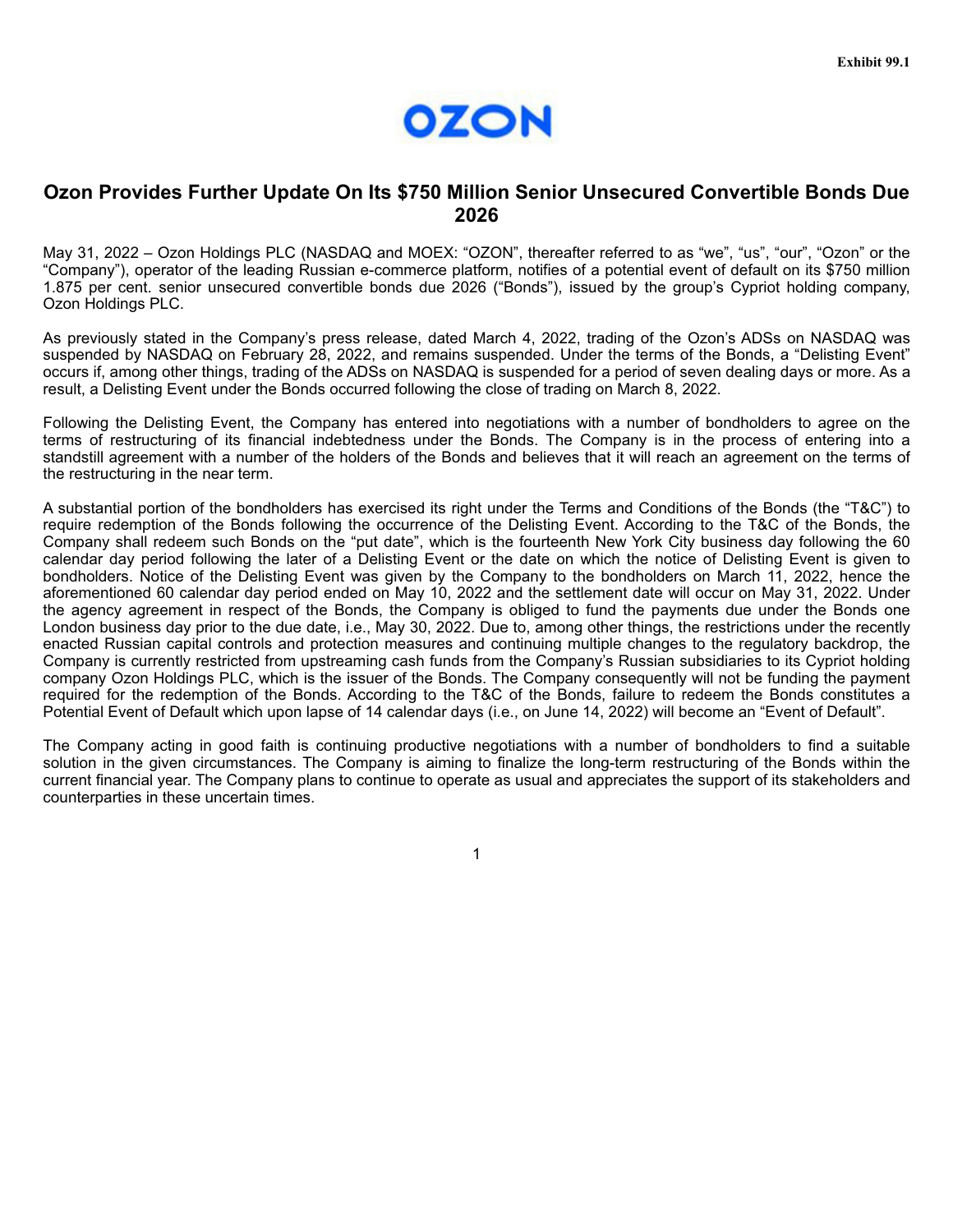Exhibit 99.1

OZON

# Ozon Provides Further Update On Its $750 Million Senior Unsecured Convertible Bonds Due 2026

May 31, 2022 – Ozon Holdings PLC (NASDAQ and MOEX: "OZON", thereafter referred to as "we", "us", "our", "Ozon" or the "Company"), operator of the leading Russian e-commerce platform, notifies of a potential event of default on its $750 million 1.875 per cent. senior unsecured convertible bonds due 2026 ("Bonds"), issued by the group's Cypriot holding company, Ozon Holdings PLC.

As previously stated in the Company's press release, dated March 4, 2022, trading of the Ozon's ADSs on NASDAQ was suspended by NASDAQ on February 28, 2022, and remains suspended. Under the terms of the Bonds, a "Delisting Event" occurs if, among other things, trading of the ADSs on NASDAQ is suspended for a period of seven dealing days or more. As a result, a Delisting Event under the Bonds occurred following the close of trading on March 8, 2022.

Following the Delisting Event, the Company has entered into negotiations with a number of bondholders to agree on the terms of restructuring of its financial indebtedness under the Bonds. The Company is in the process of entering into a standstill agreement with a number of the holders of the Bonds and believes that it will reach an agreement on the terms of the restructuring in the near term.

A substantial portion of the bondholders has exercised its right under the Terms and Conditions of the Bonds (the "T&C") to require redemption of the Bonds following the occurrence of the Delisting Event. According to the T&C of the Bonds, the Company shall redeem such Bonds on the "put date", which is the fourteenth New York City business day following the 60 calendar day period following the later of a Delisting Event or the date on which the notice of Delisting Event is given to bondholders. Notice of the Delisting Event was given by the Company to the bondholders on March 11, 2022, hence the aforementioned 60 calendar day period ended on May 10, 2022 and the settlement date will occur on May 31, 2022. Under the agency agreement in respect of the Bonds, the Company is obliged to fund the payments due under the Bonds one London business day prior to the due date, i.e., May 30, 2022. Due to, among other things, the restrictions under the recently enacted Russian capital controls and protection measures and continuing multiple changes to the regulatory backdrop, the Company is currently restricted from upstreaming cash funds from the Company's Russian subsidiaries to its Cypriot holding company Ozon Holdings PLC, which is the issuer of the Bonds. The Company consequently will not be funding the payment required for the redemption of the Bonds. According to the T&C of the Bonds, failure to redeem the Bonds constitutes a Potential Event of Default which upon lapse of 14 calendar days (i.e., on June 14, 2022) will become an "Event of Default".

The Company acting in good faith is continuing productive negotiations with a number of bondholders to find a suitable solution in the given circumstances. The Company is aiming to finalize the long-term restructuring of the Bonds within the current financial year. The Company plans to continue to operate as usual and appreciates the support of its stakeholders and counterparties in these uncertain times.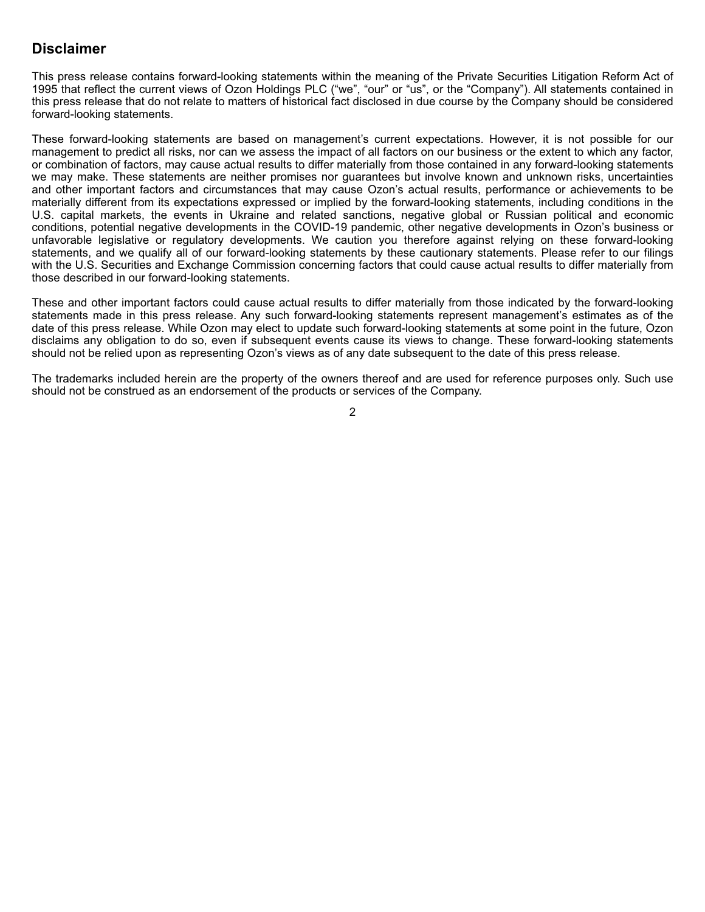## Disclaimer

This press release contains forward-looking statements within the meaning of the Private Securities Litigation Reform Act of 1995 that reflect the current views of Ozon Holdings PLC ("we", "our" or "us", or the "Company"). All statements contained in this press release that do not relate to matters of historical fact disclosed in due course by the Company should be considered forward-looking statements.

These forward-looking statements are based on management's current expectations. However, it is not possible for our management to predict all risks, nor can we assess the impact of all factors on our business or the extent to which any factor, or combination of factors, may cause actual results to differ materially from those contained in any forward-looking statements we may make. These statements are neither promises nor guarantees but involve known and unknown risks, uncertainties and other important factors and circumstances that may cause Ozon's actual results, performance or achievements to be materially different from its expectations expressed or implied by the forward-looking statements, including conditions in the U.S. capital markets, the events in Ukraine and related sanctions, negative global or Russian political and economic conditions, potential negative developments in the COVID-19 pandemic, other negative developments in Ozon's business or unfavorable legislative or regulatory developments. We caution you therefore against relying on these forward-looking statements, and we qualify all of our forward-looking statements by these cautionary statements. Please refer to our filings with the U.S. Securities and Exchange Commission concerning factors that could cause actual results to differ materially from those described in our forward-looking statements.

These and other important factors could cause actual results to differ materially from those indicated by the forward-looking statements made in this press release. Any such forward-looking statements represent management's estimates as of the date of this press release. While Ozon may elect to update such forward-looking statements at some point in the future, Ozon disclaims any obligation to do so, even if subsequent events cause its views to change. These forward-looking statements should not be relied upon as representing Ozon's views as of any date subsequent to the date of this press release.

The trademarks included herein are the property of the owners thereof and are used for reference purposes only. Such use should not be construed as an endorsement of the products or services of the Company.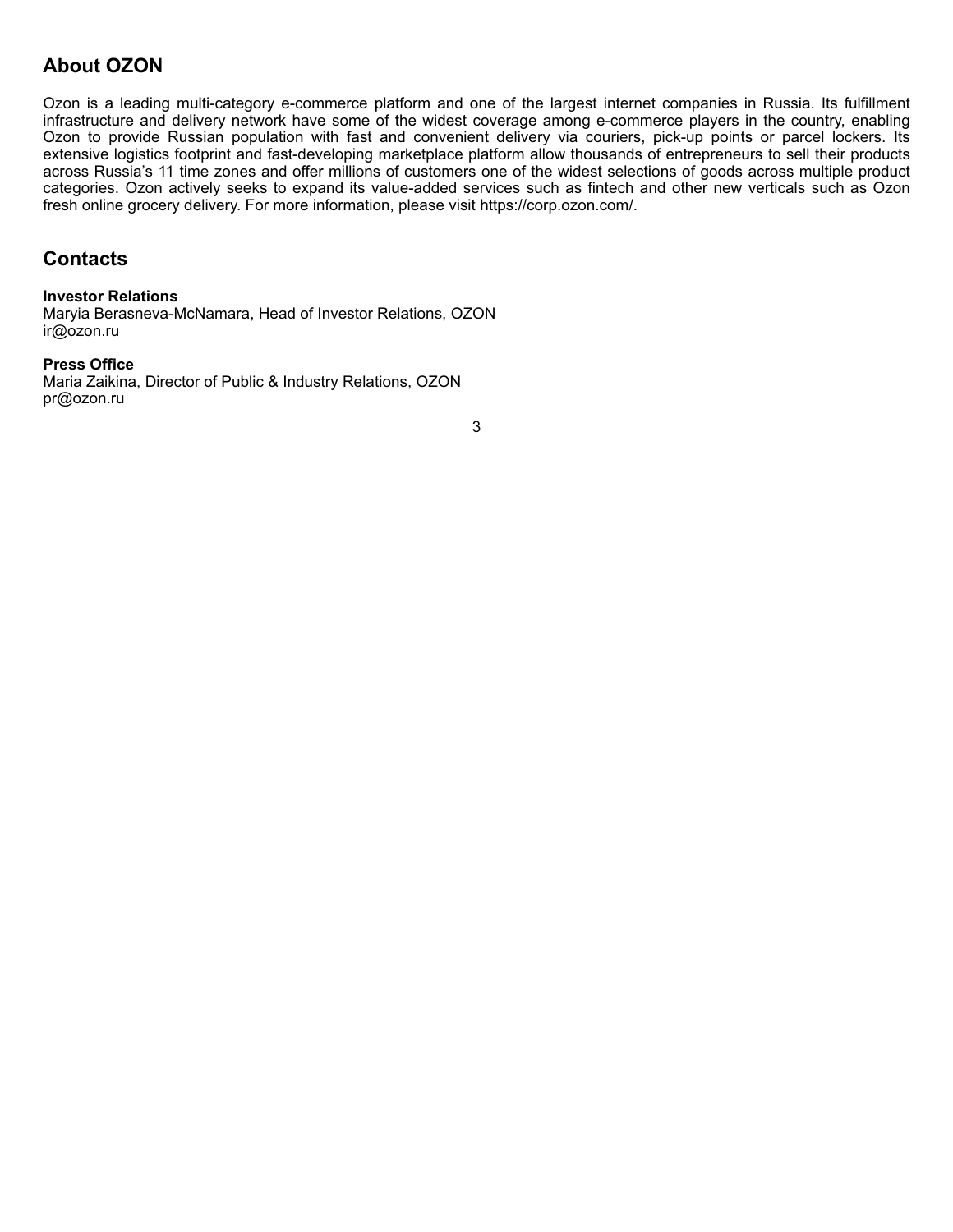## About OZON

Ozon is a leading multi-category e-commerce platform and one of the largest internet companies in Russia. Its fulfillment infrastructure and delivery network have some of the widest coverage among e-commerce players in the country, enabling Ozon to provide Russian population with fast and convenient delivery via couriers, pick-up points or parcel lockers. Its extensive logistics footprint and fast-developing marketplace platform allow thousands of entrepreneurs to sell their products across Russia's 11 time zones and offer millions of customers one of the widest selections of goods across multiple product categories. Ozon actively seeks to expand its value-added services such as fintech and other new verticals such as Ozon fresh online grocery delivery. For more information, please visit https://corp.ozon.com/.

## Contacts

**Investor Relations**
Maryia Berasneva-McNamara, Head of Investor Relations, OZON
ir@ozon.ru

**Press Office**
Maria Zaikina, Director of Public & Industry Relations, OZON
pr@ozon.ru